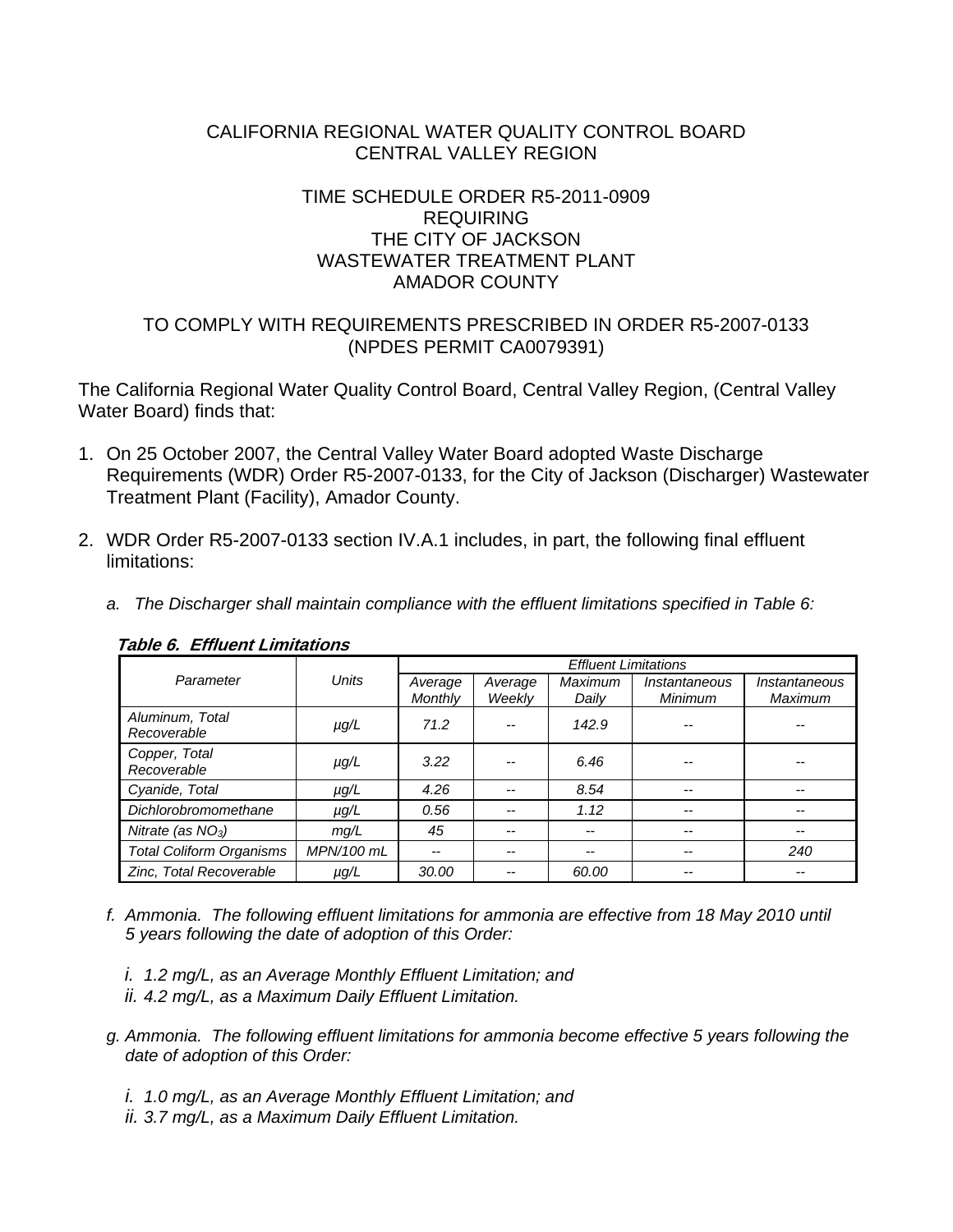CALIFORNIA REGIONAL WATER QUALITY CONTROL BOARD
CENTRAL VALLEY REGION

TIME SCHEDULE ORDER R5-2011-0909
REQUIRING
THE CITY OF JACKSON
WASTEWATER TREATMENT PLANT
AMADOR COUNTY

TO COMPLY WITH REQUIREMENTS PRESCRIBED IN ORDER R5-2007-0133
(NPDES PERMIT CA0079391)

The California Regional Water Quality Control Board, Central Valley Region, (Central Valley Water Board) finds that:

1. On 25 October 2007, the Central Valley Water Board adopted Waste Discharge Requirements (WDR) Order R5-2007-0133, for the City of Jackson (Discharger) Wastewater Treatment Plant (Facility), Amador County.

2. WDR Order R5-2007-0133 section IV.A.1 includes, in part, the following final effluent limitations:

   a. *The Discharger shall maintain compliance with the effluent limitations specified in Table 6:*

***Table 6. Effluent Limitations***

| *Parameter* | *Units* | *Effluent Limitations* | | | | |
|---|---|---|---|---|---|---|
| | | *Average Monthly* | *Average Weekly* | *Maximum Daily* | *Instantaneous Minimum* | *Instantaneous Maximum* |
| *Aluminum, Total Recoverable* | *µg/L* | *71.2* | *--* | *142.9* | *--* | *--* |
| *Copper, Total Recoverable* | *µg/L* | *3.22* | *--* | *6.46* | *--* | *--* |
| *Cyanide, Total* | *µg/L* | *4.26* | *--* | *8.54* | *--* | *--* |
| *Dichlorobromomethane* | *µg/L* | *0.56* | *--* | *1.12* | *--* | *--* |
| *Nitrate (as $NO_3$)* | *mg/L* | *45* | *--* | *--* | *--* | *--* |
| *Total Coliform Organisms* | *MPN/100 mL* | *--* | *--* | *--* | *--* | *240* |
| *Zinc, Total Recoverable* | *µg/L* | *30.00* | *--* | *60.00* | *--* | *--* |

   f. *Ammonia. The following effluent limitations for ammonia are effective from 18 May 2010 until 5 years following the date of adoption of this Order:*

      i. *1.2 mg/L, as an Average Monthly Effluent Limitation; and*
      ii. *4.2 mg/L, as a Maximum Daily Effluent Limitation.*

   g. *Ammonia. The following effluent limitations for ammonia become effective 5 years following the date of adoption of this Order:*

      i. *1.0 mg/L, as an Average Monthly Effluent Limitation; and*
      ii. *3.7 mg/L, as a Maximum Daily Effluent Limitation.*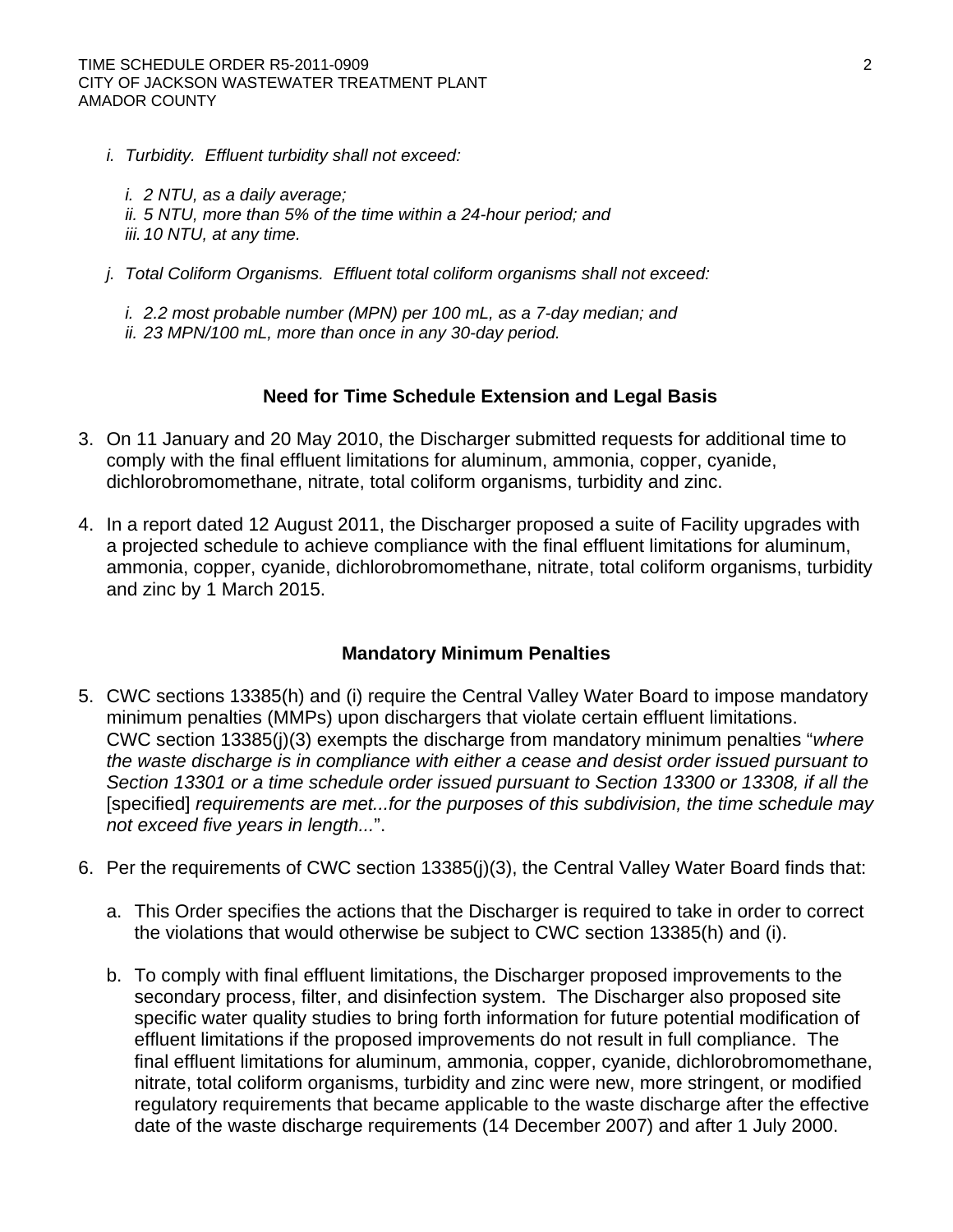*i. Turbidity. Effluent turbidity shall not exceed:*

*i. 2 NTU, as a daily average;*
*ii. 5 NTU, more than 5% of the time within a 24-hour period; and*
*iii. 10 NTU, at any time.*

*j. Total Coliform Organisms. Effluent total coliform organisms shall not exceed:*

*i. 2.2 most probable number (MPN) per 100 mL, as a 7-day median; and*
*ii. 23 MPN/100 mL, more than once in any 30-day period.*

## Need for Time Schedule Extension and Legal Basis

3. On 11 January and 20 May 2010, the Discharger submitted requests for additional time to comply with the final effluent limitations for aluminum, ammonia, copper, cyanide, dichlorobromomethane, nitrate, total coliform organisms, turbidity and zinc.

4. In a report dated 12 August 2011, the Discharger proposed a suite of Facility upgrades with a projected schedule to achieve compliance with the final effluent limitations for aluminum, ammonia, copper, cyanide, dichlorobromomethane, nitrate, total coliform organisms, turbidity and zinc by 1 March 2015.

## Mandatory Minimum Penalties

5. CWC sections 13385(h) and (i) require the Central Valley Water Board to impose mandatory minimum penalties (MMPs) upon dischargers that violate certain effluent limitations. CWC section 13385(j)(3) exempts the discharge from mandatory minimum penalties "*where the waste discharge is in compliance with either a cease and desist order issued pursuant to Section 13301 or a time schedule order issued pursuant to Section 13300 or 13308, if all the* [specified] *requirements are met...for the purposes of this subdivision, the time schedule may not exceed five years in length...*".

6. Per the requirements of CWC section 13385(j)(3), the Central Valley Water Board finds that:

   a. This Order specifies the actions that the Discharger is required to take in order to correct the violations that would otherwise be subject to CWC section 13385(h) and (i).

   b. To comply with final effluent limitations, the Discharger proposed improvements to the secondary process, filter, and disinfection system. The Discharger also proposed site specific water quality studies to bring forth information for future potential modification of effluent limitations if the proposed improvements do not result in full compliance. The final effluent limitations for aluminum, ammonia, copper, cyanide, dichlorobromomethane, nitrate, total coliform organisms, turbidity and zinc were new, more stringent, or modified regulatory requirements that became applicable to the waste discharge after the effective date of the waste discharge requirements (14 December 2007) and after 1 July 2000.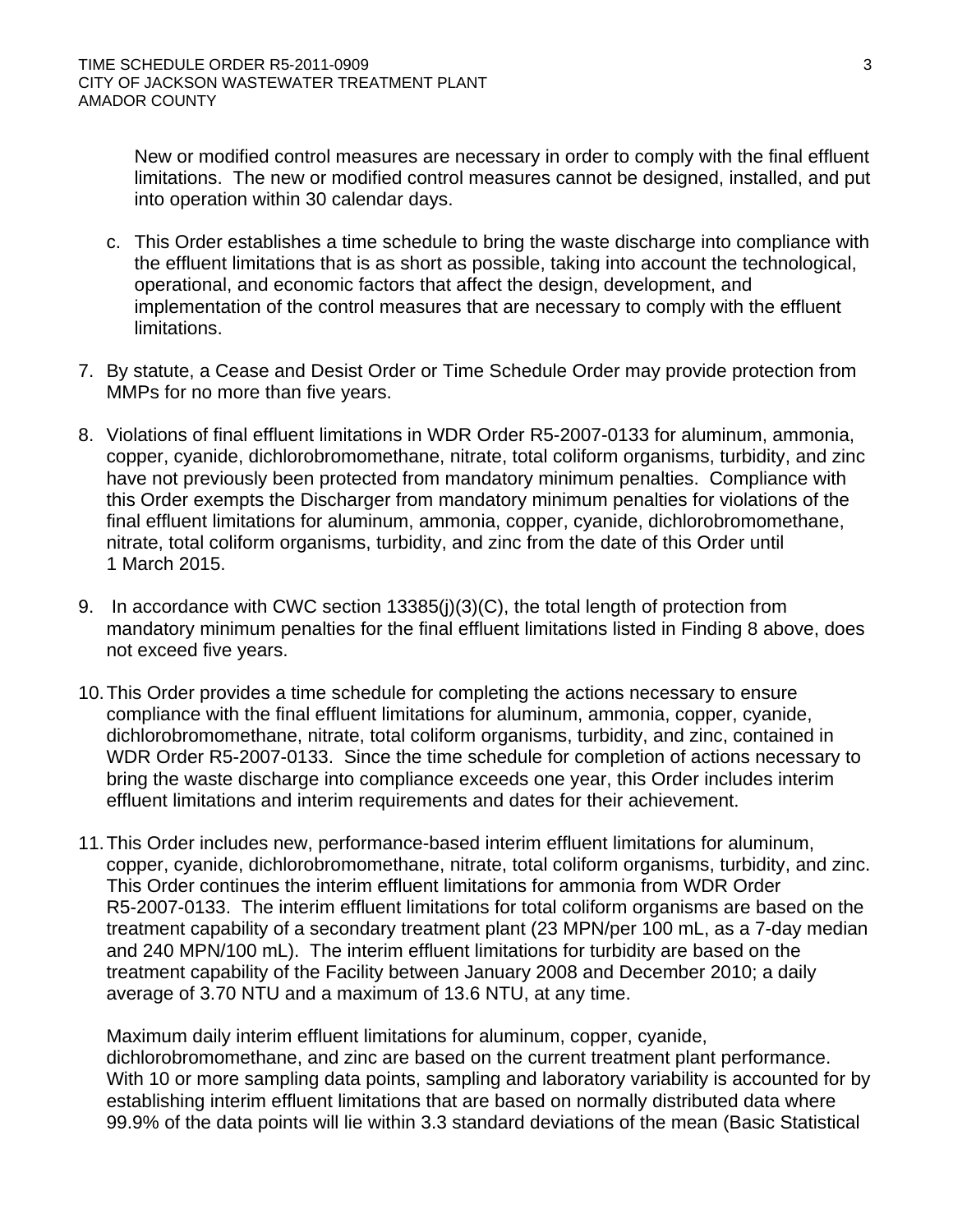New or modified control measures are necessary in order to comply with the final effluent limitations. The new or modified control measures cannot be designed, installed, and put into operation within 30 calendar days.

c. This Order establishes a time schedule to bring the waste discharge into compliance with the effluent limitations that is as short as possible, taking into account the technological, operational, and economic factors that affect the design, development, and implementation of the control measures that are necessary to comply with the effluent limitations.

7. By statute, a Cease and Desist Order or Time Schedule Order may provide protection from MMPs for no more than five years.

8. Violations of final effluent limitations in WDR Order R5-2007-0133 for aluminum, ammonia, copper, cyanide, dichlorobromomethane, nitrate, total coliform organisms, turbidity, and zinc have not previously been protected from mandatory minimum penalties. Compliance with this Order exempts the Discharger from mandatory minimum penalties for violations of the final effluent limitations for aluminum, ammonia, copper, cyanide, dichlorobromomethane, nitrate, total coliform organisms, turbidity, and zinc from the date of this Order until 1 March 2015.

9. In accordance with CWC section 13385(j)(3)(C), the total length of protection from mandatory minimum penalties for the final effluent limitations listed in Finding 8 above, does not exceed five years.

10. This Order provides a time schedule for completing the actions necessary to ensure compliance with the final effluent limitations for aluminum, ammonia, copper, cyanide, dichlorobromomethane, nitrate, total coliform organisms, turbidity, and zinc, contained in WDR Order R5-2007-0133. Since the time schedule for completion of actions necessary to bring the waste discharge into compliance exceeds one year, this Order includes interim effluent limitations and interim requirements and dates for their achievement.

11. This Order includes new, performance-based interim effluent limitations for aluminum, copper, cyanide, dichlorobromomethane, nitrate, total coliform organisms, turbidity, and zinc. This Order continues the interim effluent limitations for ammonia from WDR Order R5-2007-0133. The interim effluent limitations for total coliform organisms are based on the treatment capability of a secondary treatment plant (23 MPN/per 100 mL, as a 7-day median and 240 MPN/100 mL). The interim effluent limitations for turbidity are based on the treatment capability of the Facility between January 2008 and December 2010; a daily average of 3.70 NTU and a maximum of 13.6 NTU, at any time.

    Maximum daily interim effluent limitations for aluminum, copper, cyanide, dichlorobromomethane, and zinc are based on the current treatment plant performance. With 10 or more sampling data points, sampling and laboratory variability is accounted for by establishing interim effluent limitations that are based on normally distributed data where 99.9% of the data points will lie within 3.3 standard deviations of the mean (Basic Statistical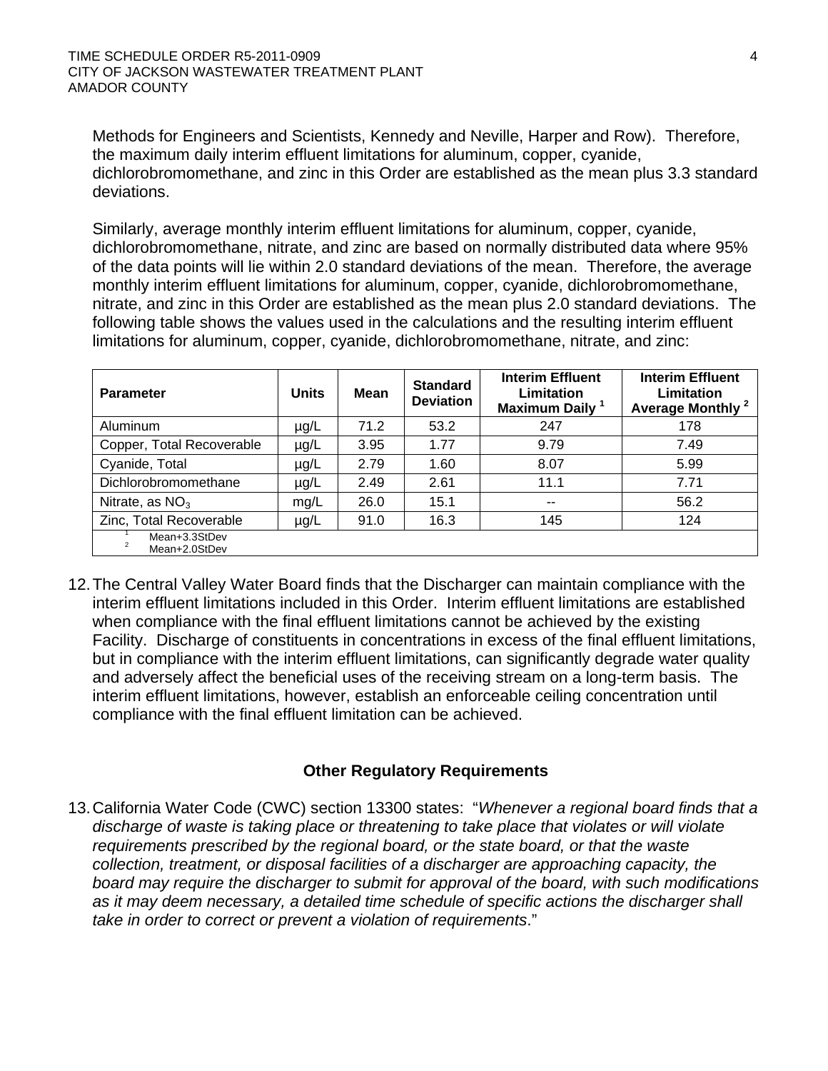Methods for Engineers and Scientists, Kennedy and Neville, Harper and Row). Therefore, the maximum daily interim effluent limitations for aluminum, copper, cyanide, dichlorobromomethane, and zinc in this Order are established as the mean plus 3.3 standard deviations.

Similarly, average monthly interim effluent limitations for aluminum, copper, cyanide, dichlorobromomethane, nitrate, and zinc are based on normally distributed data where 95% of the data points will lie within 2.0 standard deviations of the mean. Therefore, the average monthly interim effluent limitations for aluminum, copper, cyanide, dichlorobromomethane, nitrate, and zinc in this Order are established as the mean plus 2.0 standard deviations. The following table shows the values used in the calculations and the resulting interim effluent limitations for aluminum, copper, cyanide, dichlorobromomethane, nitrate, and zinc:

| Parameter | Units | Mean | Standard Deviation | Interim Effluent Limitation Maximum Daily [1] | Interim Effluent Limitation Average Monthly [2] |
|---|---|---|---|---|---|
| Aluminum | µg/L | 71.2 | 53.2 | 247 | 178 |
| Copper, Total Recoverable | µg/L | 3.95 | 1.77 | 9.79 | 7.49 |
| Cyanide, Total | µg/L | 2.79 | 1.60 | 8.07 | 5.99 |
| Dichlorobromomethane | µg/L | 2.49 | 2.61 | 11.1 | 7.71 |
| Nitrate, as $NO_3$ | mg/L | 26.0 | 15.1 | -- | 56.2 |
| Zinc, Total Recoverable | µg/L | 91.0 | 16.3 | 145 | 124 |

[1] Mean+3.3StDev
[2] Mean+2.0StDev

12. The Central Valley Water Board finds that the Discharger can maintain compliance with the interim effluent limitations included in this Order. Interim effluent limitations are established when compliance with the final effluent limitations cannot be achieved by the existing Facility. Discharge of constituents in concentrations in excess of the final effluent limitations, but in compliance with the interim effluent limitations, can significantly degrade water quality and adversely affect the beneficial uses of the receiving stream on a long-term basis. The interim effluent limitations, however, establish an enforceable ceiling concentration until compliance with the final effluent limitation can be achieved.

## Other Regulatory Requirements

13. California Water Code (CWC) section 13300 states: "*Whenever a regional board finds that a discharge of waste is taking place or threatening to take place that violates or will violate requirements prescribed by the regional board, or the state board, or that the waste collection, treatment, or disposal facilities of a discharger are approaching capacity, the board may require the discharger to submit for approval of the board, with such modifications as it may deem necessary, a detailed time schedule of specific actions the discharger shall take in order to correct or prevent a violation of requirements*."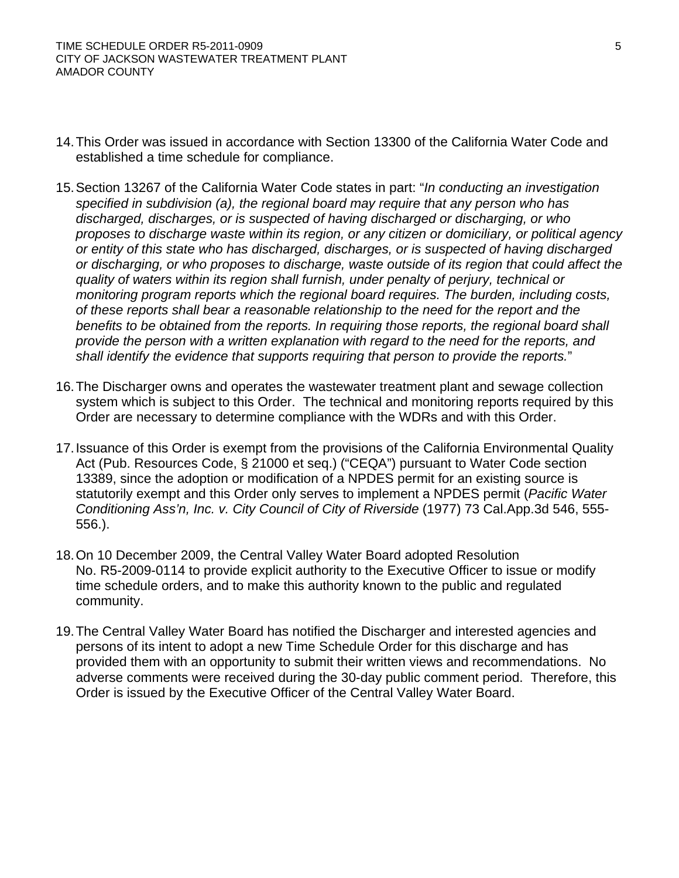14. This Order was issued in accordance with Section 13300 of the California Water Code and established a time schedule for compliance.

15. Section 13267 of the California Water Code states in part: "*In conducting an investigation specified in subdivision (a), the regional board may require that any person who has discharged, discharges, or is suspected of having discharged or discharging, or who proposes to discharge waste within its region, or any citizen or domiciliary, or political agency or entity of this state who has discharged, discharges, or is suspected of having discharged or discharging, or who proposes to discharge, waste outside of its region that could affect the quality of waters within its region shall furnish, under penalty of perjury, technical or monitoring program reports which the regional board requires. The burden, including costs, of these reports shall bear a reasonable relationship to the need for the report and the benefits to be obtained from the reports. In requiring those reports, the regional board shall provide the person with a written explanation with regard to the need for the reports, and shall identify the evidence that supports requiring that person to provide the reports.*"

16. The Discharger owns and operates the wastewater treatment plant and sewage collection system which is subject to this Order. The technical and monitoring reports required by this Order are necessary to determine compliance with the WDRs and with this Order.

17. Issuance of this Order is exempt from the provisions of the California Environmental Quality Act (Pub. Resources Code, § 21000 et seq.) ("CEQA") pursuant to Water Code section 13389, since the adoption or modification of a NPDES permit for an existing source is statutorily exempt and this Order only serves to implement a NPDES permit (*Pacific Water Conditioning Ass'n, Inc. v. City Council of City of Riverside* (1977) 73 Cal.App.3d 546, 555-556.).

18. On 10 December 2009, the Central Valley Water Board adopted Resolution No. R5-2009-0114 to provide explicit authority to the Executive Officer to issue or modify time schedule orders, and to make this authority known to the public and regulated community.

19. The Central Valley Water Board has notified the Discharger and interested agencies and persons of its intent to adopt a new Time Schedule Order for this discharge and has provided them with an opportunity to submit their written views and recommendations. No adverse comments were received during the 30-day public comment period. Therefore, this Order is issued by the Executive Officer of the Central Valley Water Board.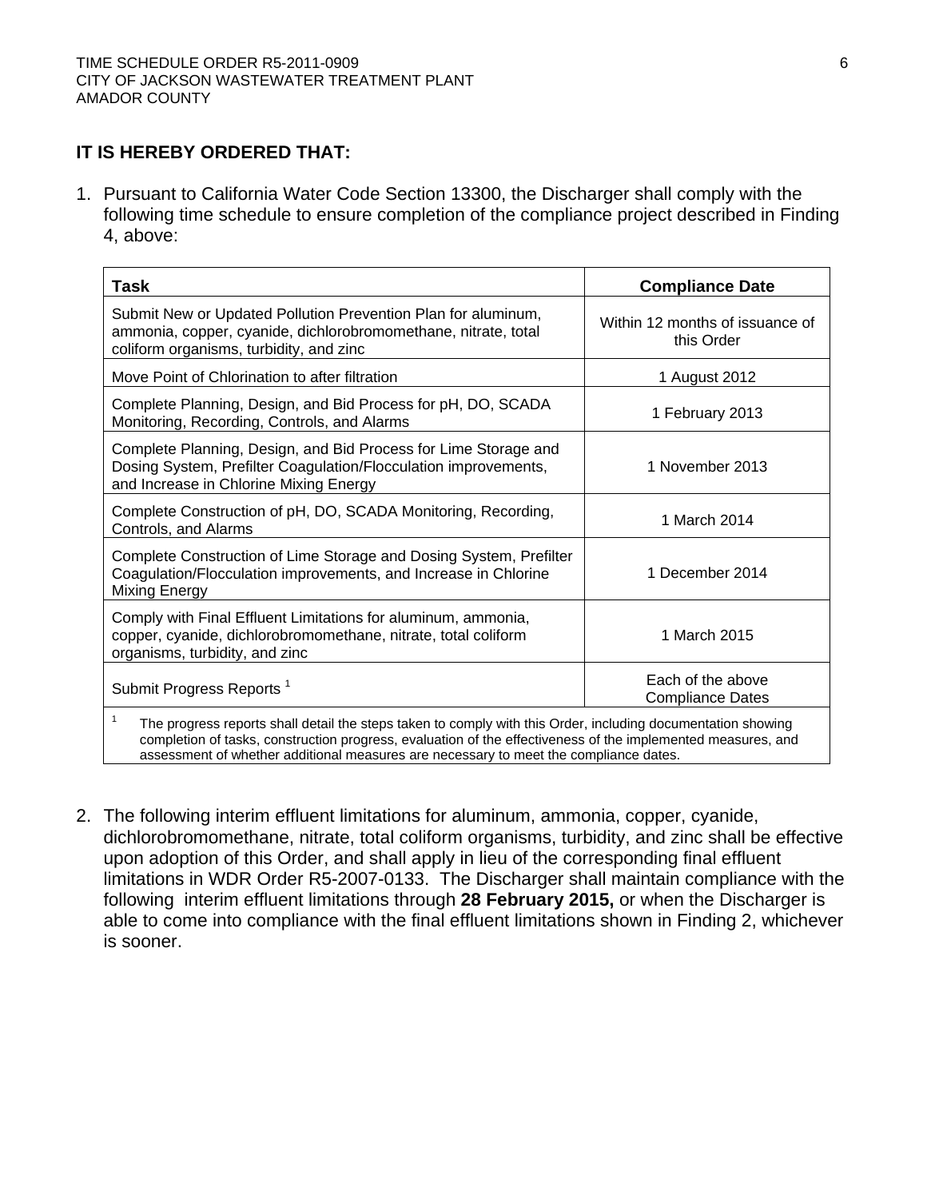**IT IS HEREBY ORDERED THAT:**

1. Pursuant to California Water Code Section 13300, the Discharger shall comply with the following time schedule to ensure completion of the compliance project described in Finding 4, above:

| Task | Compliance Date |
|---|---|
| Submit New or Updated Pollution Prevention Plan for aluminum, ammonia, copper, cyanide, dichlorobromomethane, nitrate, total coliform organisms, turbidity, and zinc | Within 12 months of issuance of this Order |
| Move Point of Chlorination to after filtration | 1 August 2012 |
| Complete Planning, Design, and Bid Process for pH, DO, SCADA Monitoring, Recording, Controls, and Alarms | 1 February 2013 |
| Complete Planning, Design, and Bid Process for Lime Storage and Dosing System, Prefilter Coagulation/Flocculation improvements, and Increase in Chlorine Mixing Energy | 1 November 2013 |
| Complete Construction of pH, DO, SCADA Monitoring, Recording, Controls, and Alarms | 1 March 2014 |
| Complete Construction of Lime Storage and Dosing System, Prefilter Coagulation/Flocculation improvements, and Increase in Chlorine Mixing Energy | 1 December 2014 |
| Comply with Final Effluent Limitations for aluminum, ammonia, copper, cyanide, dichlorobromomethane, nitrate, total coliform organisms, turbidity, and zinc | 1 March 2015 |
| Submit Progress Reports [1] | Each of the above Compliance Dates |

[1] The progress reports shall detail the steps taken to comply with this Order, including documentation showing completion of tasks, construction progress, evaluation of the effectiveness of the implemented measures, and assessment of whether additional measures are necessary to meet the compliance dates.

2. The following interim effluent limitations for aluminum, ammonia, copper, cyanide, dichlorobromomethane, nitrate, total coliform organisms, turbidity, and zinc shall be effective upon adoption of this Order, and shall apply in lieu of the corresponding final effluent limitations in WDR Order R5-2007-0133. The Discharger shall maintain compliance with the following interim effluent limitations through **28 February 2015,** or when the Discharger is able to come into compliance with the final effluent limitations shown in Finding 2, whichever is sooner.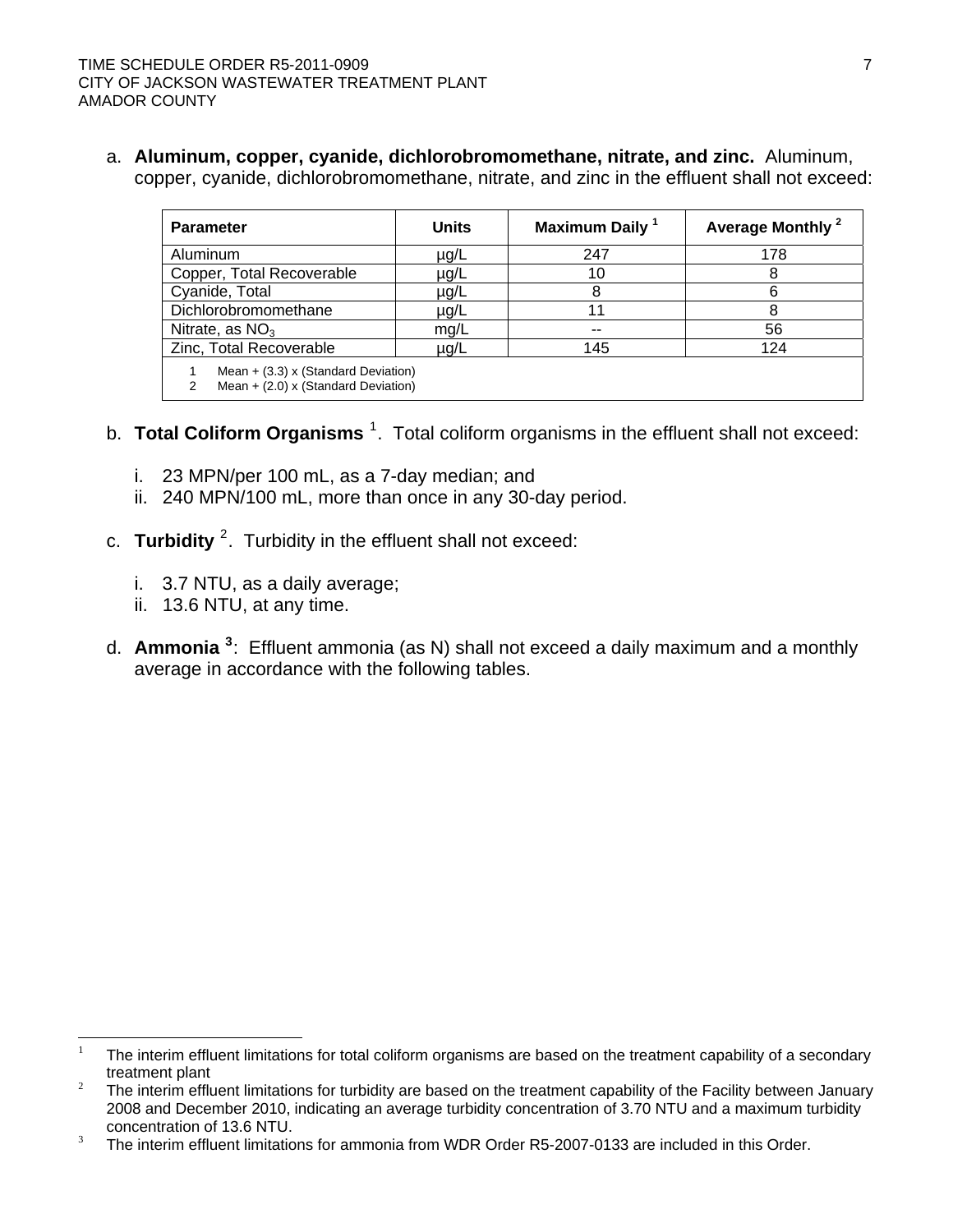a. **Aluminum, copper, cyanide, dichlorobromomethane, nitrate, and zinc.** Aluminum, copper, cyanide, dichlorobromomethane, nitrate, and zinc in the effluent shall not exceed:

| Parameter | Units | Maximum Daily [1] | Average Monthly [2] |
|---|---|---|---|
| Aluminum | µg/L | 247 | 178 |
| Copper, Total Recoverable | µg/L | 10 | 8 |
| Cyanide, Total | µg/L | 8 | 6 |
| Dichlorobromomethane | µg/L | 11 | 8 |
| Nitrate, as $NO_3$ | mg/L | -- | 56 |
| Zinc, Total Recoverable | µg/L | 145 | 124 |

1 Mean + (3.3) x (Standard Deviation)
2 Mean + (2.0) x (Standard Deviation)

b. **Total Coliform Organisms** [1]. Total coliform organisms in the effluent shall not exceed:

i. 23 MPN/per 100 mL, as a 7-day median; and
ii. 240 MPN/100 mL, more than once in any 30-day period.

c. **Turbidity** [2]. Turbidity in the effluent shall not exceed:

i. 3.7 NTU, as a daily average;
ii. 13.6 NTU, at any time.

d. **Ammonia** [3]: Effluent ammonia (as N) shall not exceed a daily maximum and a monthly average in accordance with the following tables.

---

[1] The interim effluent limitations for total coliform organisms are based on the treatment capability of a secondary treatment plant

[2] The interim effluent limitations for turbidity are based on the treatment capability of the Facility between January 2008 and December 2010, indicating an average turbidity concentration of 3.70 NTU and a maximum turbidity concentration of 13.6 NTU.

[3] The interim effluent limitations for ammonia from WDR Order R5-2007-0133 are included in this Order.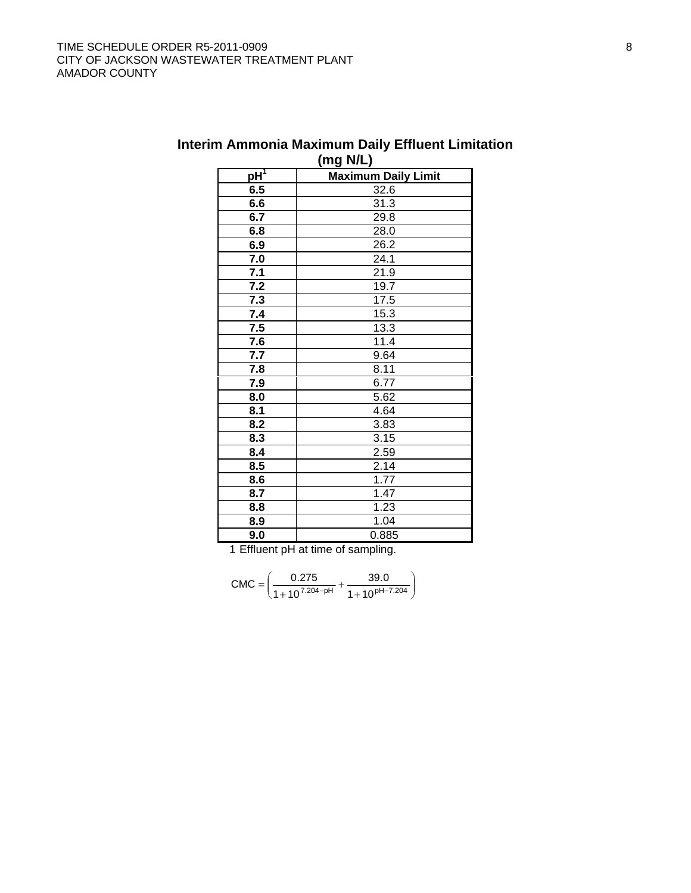**Interim Ammonia Maximum Daily Effluent Limitation (mg N/L)**

| pH[1] | Maximum Daily Limit |
|---|---|
| **6.5** | 32.6 |
| **6.6** | 31.3 |
| **6.7** | 29.8 |
| **6.8** | 28.0 |
| **6.9** | 26.2 |
| **7.0** | 24.1 |
| **7.1** | 21.9 |
| **7.2** | 19.7 |
| **7.3** | 17.5 |
| **7.4** | 15.3 |
| **7.5** | 13.3 |
| **7.6** | 11.4 |
| **7.7** | 9.64 |
| **7.8** | 8.11 |
| **7.9** | 6.77 |
| **8.0** | 5.62 |
| **8.1** | 4.64 |
| **8.2** | 3.83 |
| **8.3** | 3.15 |
| **8.4** | 2.59 |
| **8.5** | 2.14 |
| **8.6** | 1.77 |
| **8.7** | 1.47 |
| **8.8** | 1.23 |
| **8.9** | 1.04 |
| **9.0** | 0.885 |

1 Effluent pH at time of sampling.

$$\text{CMC} = \left( \frac{0.275}{1 + 10^{7.204 - \text{pH}}} + \frac{39.0}{1 + 10^{\text{pH} - 7.204}} \right)$$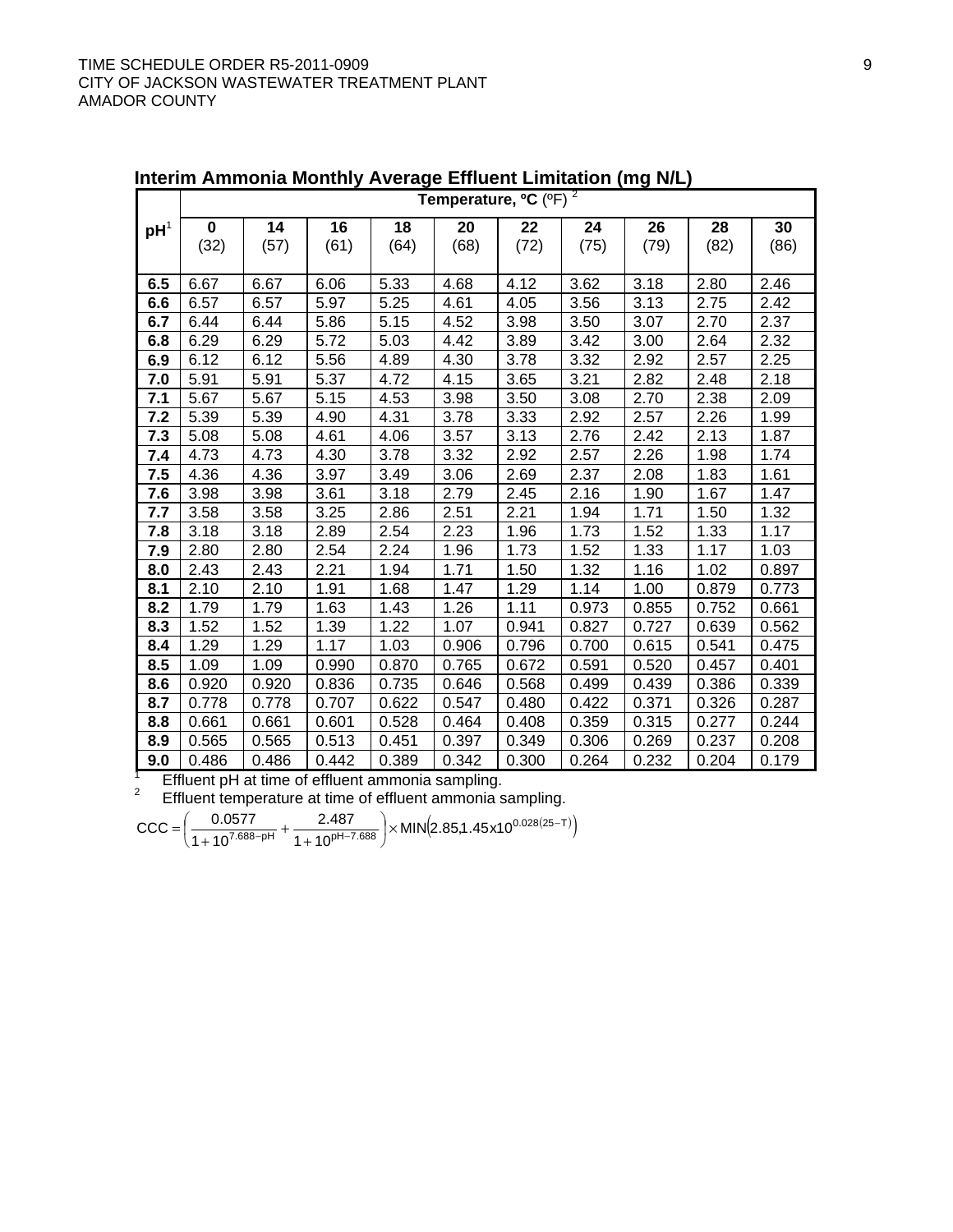## Interim Ammonia Monthly Average Effluent Limitation (mg N/L)

| pH[1] | Temperature, ºC (ºF) [2] | | | | | | | | | |
|---|---|---|---|---|---|---|---|---|---|---|
| | **0** (32) | **14** (57) | **16** (61) | **18** (64) | **20** (68) | **22** (72) | **24** (75) | **26** (79) | **28** (82) | **30** (86) |
| **6.5** | 6.67 | 6.67 | 6.06 | 5.33 | 4.68 | 4.12 | 3.62 | 3.18 | 2.80 | 2.46 |
| **6.6** | 6.57 | 6.57 | 5.97 | 5.25 | 4.61 | 4.05 | 3.56 | 3.13 | 2.75 | 2.42 |
| **6.7** | 6.44 | 6.44 | 5.86 | 5.15 | 4.52 | 3.98 | 3.50 | 3.07 | 2.70 | 2.37 |
| **6.8** | 6.29 | 6.29 | 5.72 | 5.03 | 4.42 | 3.89 | 3.42 | 3.00 | 2.64 | 2.32 |
| **6.9** | 6.12 | 6.12 | 5.56 | 4.89 | 4.30 | 3.78 | 3.32 | 2.92 | 2.57 | 2.25 |
| **7.0** | 5.91 | 5.91 | 5.37 | 4.72 | 4.15 | 3.65 | 3.21 | 2.82 | 2.48 | 2.18 |
| **7.1** | 5.67 | 5.67 | 5.15 | 4.53 | 3.98 | 3.50 | 3.08 | 2.70 | 2.38 | 2.09 |
| **7.2** | 5.39 | 5.39 | 4.90 | 4.31 | 3.78 | 3.33 | 2.92 | 2.57 | 2.26 | 1.99 |
| **7.3** | 5.08 | 5.08 | 4.61 | 4.06 | 3.57 | 3.13 | 2.76 | 2.42 | 2.13 | 1.87 |
| **7.4** | 4.73 | 4.73 | 4.30 | 3.78 | 3.32 | 2.92 | 2.57 | 2.26 | 1.98 | 1.74 |
| **7.5** | 4.36 | 4.36 | 3.97 | 3.49 | 3.06 | 2.69 | 2.37 | 2.08 | 1.83 | 1.61 |
| **7.6** | 3.98 | 3.98 | 3.61 | 3.18 | 2.79 | 2.45 | 2.16 | 1.90 | 1.67 | 1.47 |
| **7.7** | 3.58 | 3.58 | 3.25 | 2.86 | 2.51 | 2.21 | 1.94 | 1.71 | 1.50 | 1.32 |
| **7.8** | 3.18 | 3.18 | 2.89 | 2.54 | 2.23 | 1.96 | 1.73 | 1.52 | 1.33 | 1.17 |
| **7.9** | 2.80 | 2.80 | 2.54 | 2.24 | 1.96 | 1.73 | 1.52 | 1.33 | 1.17 | 1.03 |
| **8.0** | 2.43 | 2.43 | 2.21 | 1.94 | 1.71 | 1.50 | 1.32 | 1.16 | 1.02 | 0.897 |
| **8.1** | 2.10 | 2.10 | 1.91 | 1.68 | 1.47 | 1.29 | 1.14 | 1.00 | 0.879 | 0.773 |
| **8.2** | 1.79 | 1.79 | 1.63 | 1.43 | 1.26 | 1.11 | 0.973 | 0.855 | 0.752 | 0.661 |
| **8.3** | 1.52 | 1.52 | 1.39 | 1.22 | 1.07 | 0.941 | 0.827 | 0.727 | 0.639 | 0.562 |
| **8.4** | 1.29 | 1.29 | 1.17 | 1.03 | 0.906 | 0.796 | 0.700 | 0.615 | 0.541 | 0.475 |
| **8.5** | 1.09 | 1.09 | 0.990 | 0.870 | 0.765 | 0.672 | 0.591 | 0.520 | 0.457 | 0.401 |
| **8.6** | 0.920 | 0.920 | 0.836 | 0.735 | 0.646 | 0.568 | 0.499 | 0.439 | 0.386 | 0.339 |
| **8.7** | 0.778 | 0.778 | 0.707 | 0.622 | 0.547 | 0.480 | 0.422 | 0.371 | 0.326 | 0.287 |
| **8.8** | 0.661 | 0.661 | 0.601 | 0.528 | 0.464 | 0.408 | 0.359 | 0.315 | 0.277 | 0.244 |
| **8.9** | 0.565 | 0.565 | 0.513 | 0.451 | 0.397 | 0.349 | 0.306 | 0.269 | 0.237 | 0.208 |
| **9.0** | 0.486 | 0.486 | 0.442 | 0.389 | 0.342 | 0.300 | 0.264 | 0.232 | 0.204 | 0.179 |

[1] Effluent pH at time of effluent ammonia sampling.

[2] Effluent temperature at time of effluent ammonia sampling.

$$CCC = \left( \frac{0.0577}{1 + 10^{7.688 - pH}} + \frac{2.487}{1 + 10^{pH - 7.688}} \right) \times MIN\left(2.85, 1.45 \times 10^{0.028(25 - T)}\right)$$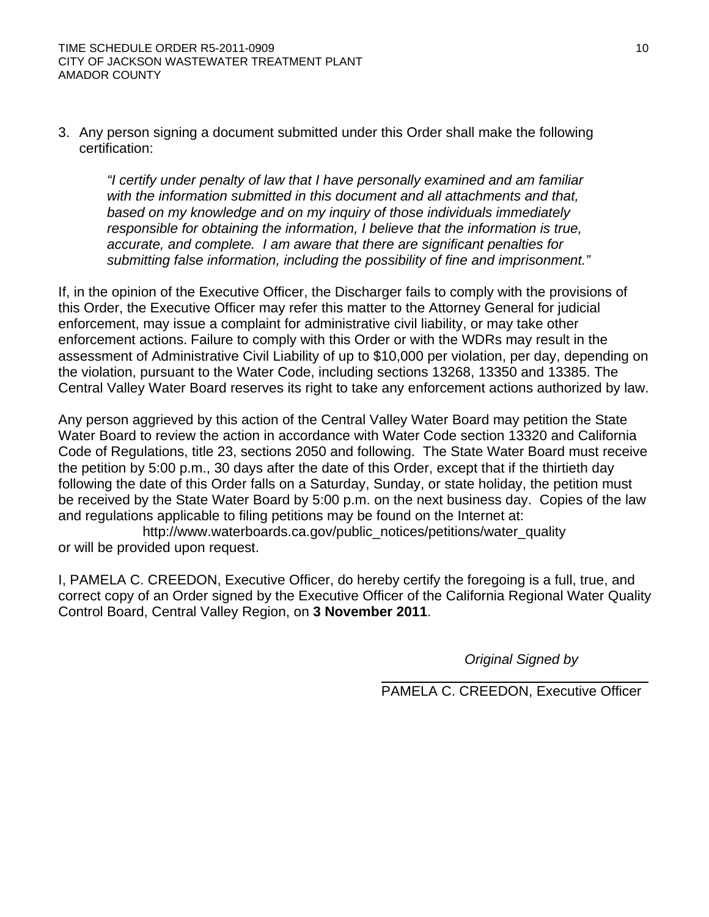3. Any person signing a document submitted under this Order shall make the following certification:

   *"I certify under penalty of law that I have personally examined and am familiar with the information submitted in this document and all attachments and that, based on my knowledge and on my inquiry of those individuals immediately responsible for obtaining the information, I believe that the information is true, accurate, and complete. I am aware that there are significant penalties for submitting false information, including the possibility of fine and imprisonment."*

If, in the opinion of the Executive Officer, the Discharger fails to comply with the provisions of this Order, the Executive Officer may refer this matter to the Attorney General for judicial enforcement, may issue a complaint for administrative civil liability, or may take other enforcement actions. Failure to comply with this Order or with the WDRs may result in the assessment of Administrative Civil Liability of up to $10,000 per violation, per day, depending on the violation, pursuant to the Water Code, including sections 13268, 13350 and 13385. The Central Valley Water Board reserves its right to take any enforcement actions authorized by law.

Any person aggrieved by this action of the Central Valley Water Board may petition the State Water Board to review the action in accordance with Water Code section 13320 and California Code of Regulations, title 23, sections 2050 and following. The State Water Board must receive the petition by 5:00 p.m., 30 days after the date of this Order, except that if the thirtieth day following the date of this Order falls on a Saturday, Sunday, or state holiday, the petition must be received by the State Water Board by 5:00 p.m. on the next business day. Copies of the law and regulations applicable to filing petitions may be found on the Internet at:

http://www.waterboards.ca.gov/public_notices/petitions/water_quality

or will be provided upon request.

I, PAMELA C. CREEDON, Executive Officer, do hereby certify the foregoing is a full, true, and correct copy of an Order signed by the Executive Officer of the California Regional Water Quality Control Board, Central Valley Region, on **3 November 2011**.

*Original Signed by*

PAMELA C. CREEDON, Executive Officer